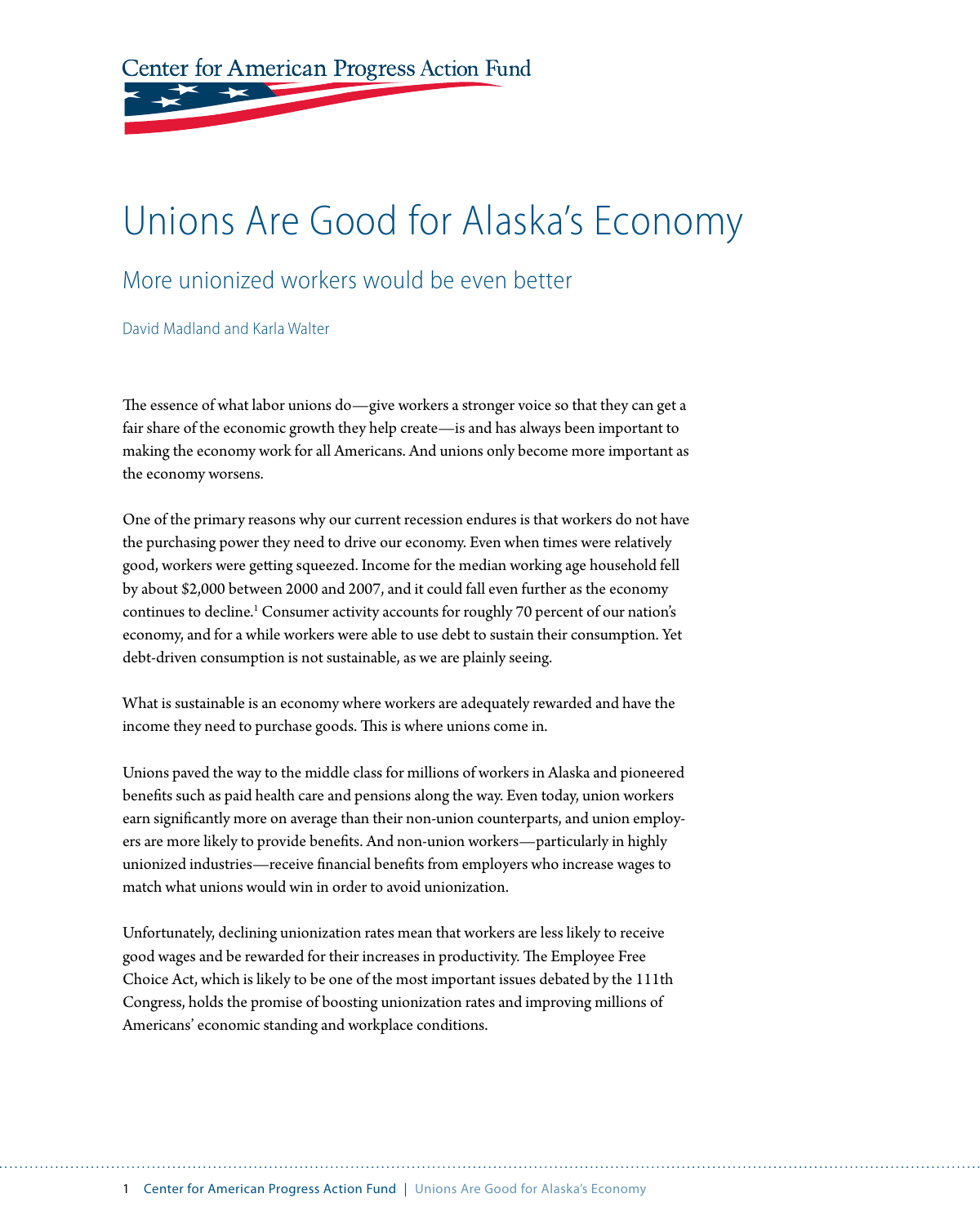Center for American Progress Action Fund

# Unions Are Good for Alaska's Economy

## More unionized workers would be even better

David Madland and Karla Walter

The essence of what labor unions do—give workers a stronger voice so that they can get a fair share of the economic growth they help create—is and has always been important to making the economy work for all Americans. And unions only become more important as the economy worsens.

One of the primary reasons why our current recession endures is that workers do not have the purchasing power they need to drive our economy. Even when times were relatively good, workers were getting squeezed. Income for the median working age household fell by about $2,000 between 2000 and 2007, and it could fall even further as the economy continues to decline.[1] Consumer activity accounts for roughly 70 percent of our nation's economy, and for a while workers were able to use debt to sustain their consumption. Yet debt-driven consumption is not sustainable, as we are plainly seeing.

What is sustainable is an economy where workers are adequately rewarded and have the income they need to purchase goods. This is where unions come in.

Unions paved the way to the middle class for millions of workers in Alaska and pioneered benefits such as paid health care and pensions along the way. Even today, union workers earn significantly more on average than their non-union counterparts, and union employers are more likely to provide benefits. And non-union workers—particularly in highly unionized industries—receive financial benefits from employers who increase wages to match what unions would win in order to avoid unionization.

Unfortunately, declining unionization rates mean that workers are less likely to receive good wages and be rewarded for their increases in productivity. The Employee Free Choice Act, which is likely to be one of the most important issues debated by the 111th Congress, holds the promise of boosting unionization rates and improving millions of Americans' economic standing and workplace conditions.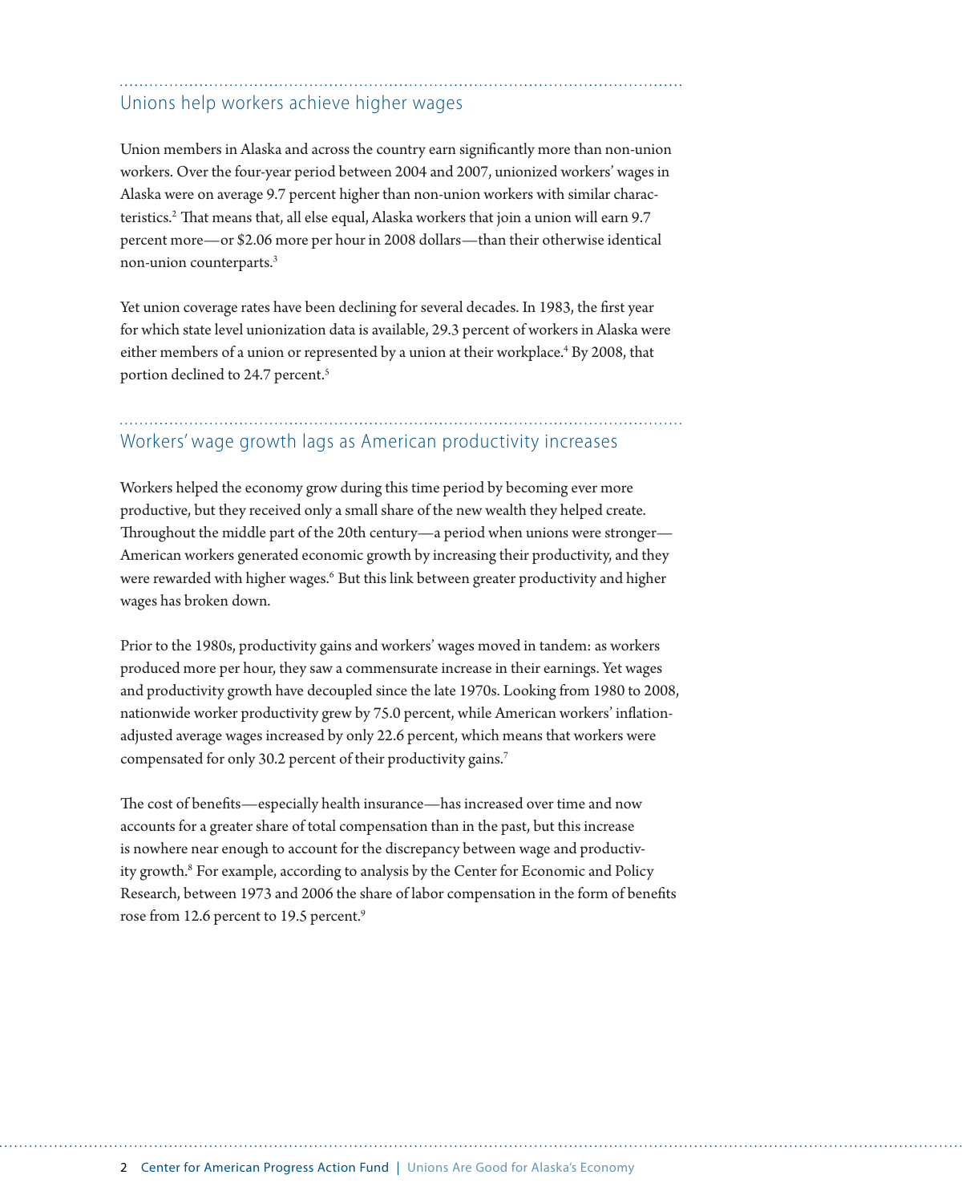## Unions help workers achieve higher wages

Union members in Alaska and across the country earn significantly more than non-union workers. Over the four-year period between 2004 and 2007, unionized workers' wages in Alaska were on average 9.7 percent higher than non-union workers with similar characteristics.[2] That means that, all else equal, Alaska workers that join a union will earn 9.7 percent more—or $2.06 more per hour in 2008 dollars—than their otherwise identical non-union counterparts.[3]

Yet union coverage rates have been declining for several decades. In 1983, the first year for which state level unionization data is available, 29.3 percent of workers in Alaska were either members of a union or represented by a union at their workplace.[4] By 2008, that portion declined to 24.7 percent.[5]

## Workers' wage growth lags as American productivity increases

Workers helped the economy grow during this time period by becoming ever more productive, but they received only a small share of the new wealth they helped create. Throughout the middle part of the 20th century—a period when unions were stronger—American workers generated economic growth by increasing their productivity, and they were rewarded with higher wages.[6] But this link between greater productivity and higher wages has broken down.

Prior to the 1980s, productivity gains and workers' wages moved in tandem: as workers produced more per hour, they saw a commensurate increase in their earnings. Yet wages and productivity growth have decoupled since the late 1970s. Looking from 1980 to 2008, nationwide worker productivity grew by 75.0 percent, while American workers' inflation-adjusted average wages increased by only 22.6 percent, which means that workers were compensated for only 30.2 percent of their productivity gains.[7]

The cost of benefits—especially health insurance—has increased over time and now accounts for a greater share of total compensation than in the past, but this increase is nowhere near enough to account for the discrepancy between wage and productivity growth.[8] For example, according to analysis by the Center for Economic and Policy Research, between 1973 and 2006 the share of labor compensation in the form of benefits rose from 12.6 percent to 19.5 percent.[9]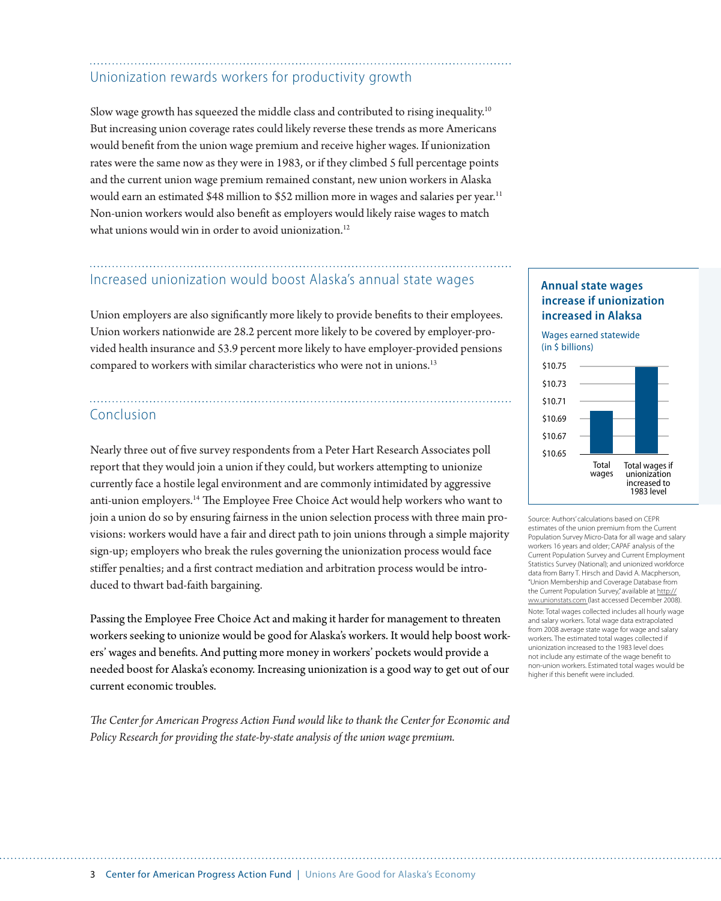## Unionization rewards workers for productivity growth

Slow wage growth has squeezed the middle class and contributed to rising inequality.[10] But increasing union coverage rates could likely reverse these trends as more Americans would benefit from the union wage premium and receive higher wages. If unionization rates were the same now as they were in 1983, or if they climbed 5 full percentage points and the current union wage premium remained constant, new union workers in Alaska would earn an estimated $48 million to $52 million more in wages and salaries per year.[11] Non-union workers would also benefit as employers would likely raise wages to match what unions would win in order to avoid unionization.[12]

## Increased unionization would boost Alaska's annual state wages

Union employers are also significantly more likely to provide benefits to their employees. Union workers nationwide are 28.2 percent more likely to be covered by employer-provided health insurance and 53.9 percent more likely to have employer-provided pensions compared to workers with similar characteristics who were not in unions.[13]

**Annual state wages increase if unionization increased in Alaksa**

Wages earned statewide (in $ billions)

| | Wages (in $ billions) |
|---|---|
| Total wages | ~$10.70 |
| Total wages if unionization increased to 1983 level | ~$10.75 |

Source: Authors' calculations based on CEPR estimates of the union premium from the Current Population Survey Micro-Data for all wage and salary workers 16 years and older; CAPAF analysis of the Current Population Survey and Current Employment Statistics Survey (National); and unionized workforce data from Barry T. Hirsch and David A. Macpherson, "Union Membership and Coverage Database from the Current Population Survey," available at http://ww.unionstats.com (last accessed December 2008).

Note: Total wages collected includes all hourly wage and salary workers. Total wage data extrapolated from 2008 average state wage for wage and salary workers. The estimated total wages collected if unionization increased to the 1983 level does not include any estimate of the wage benefit to non-union workers. Estimated total wages would be higher if this benefit were included.

## Conclusion

Nearly three out of five survey respondents from a Peter Hart Research Associates poll report that they would join a union if they could, but workers attempting to unionize currently face a hostile legal environment and are commonly intimidated by aggressive anti-union employers.[14] The Employee Free Choice Act would help workers who want to join a union do so by ensuring fairness in the union selection process with three main provisions: workers would have a fair and direct path to join unions through a simple majority sign-up; employers who break the rules governing the unionization process would face stiffer penalties; and a first contract mediation and arbitration process would be introduced to thwart bad-faith bargaining.

Passing the Employee Free Choice Act and making it harder for management to threaten workers seeking to unionize would be good for Alaska's workers. It would help boost workers' wages and benefits. And putting more money in workers' pockets would provide a needed boost for Alaska's economy. Increasing unionization is a good way to get out of our current economic troubles.

*The Center for American Progress Action Fund would like to thank the Center for Economic and Policy Research for providing the state-by-state analysis of the union wage premium.*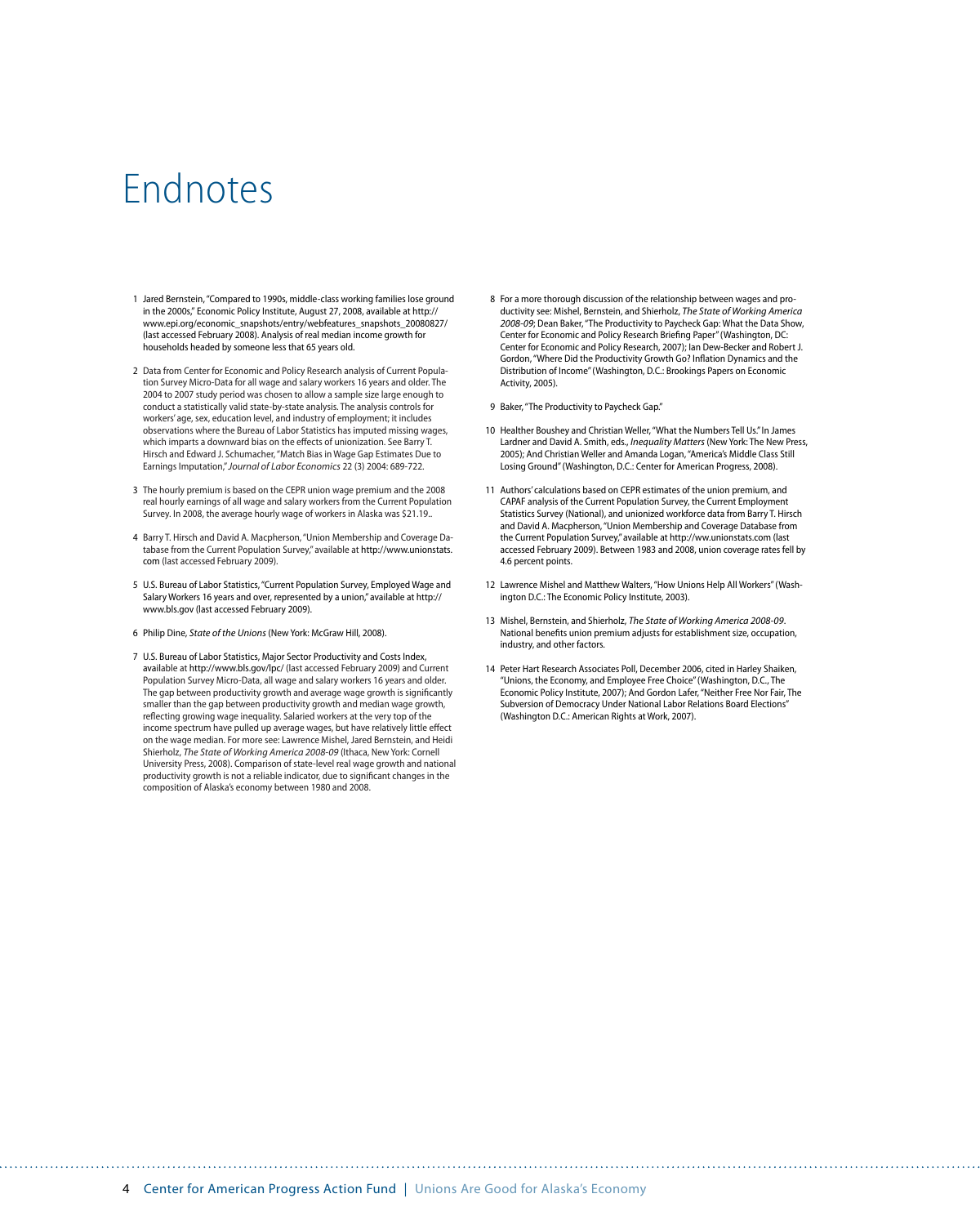# Endnotes

1. Jared Bernstein, "Compared to 1990s, middle-class working families lose ground in the 2000s," Economic Policy Institute, August 27, 2008, available at http://www.epi.org/economic_snapshots/entry/webfeatures_snapshots_20080827/ (last accessed February 2008). Analysis of real median income growth for households headed by someone less that 65 years old.

2. Data from Center for Economic and Policy Research analysis of Current Population Survey Micro-Data for all wage and salary workers 16 years and older. The 2004 to 2007 study period was chosen to allow a sample size large enough to conduct a statistically valid state-by-state analysis. The analysis controls for workers' age, sex, education level, and industry of employment; it includes observations where the Bureau of Labor Statistics has imputed missing wages, which imparts a downward bias on the effects of unionization. See Barry T. Hirsch and Edward J. Schumacher, "Match Bias in Wage Gap Estimates Due to Earnings Imputation," *Journal of Labor Economics* 22 (3) 2004: 689-722.

3. The hourly premium is based on the CEPR union wage premium and the 2008 real hourly earnings of all wage and salary workers from the Current Population Survey. In 2008, the average hourly wage of workers in Alaska was $21.19..

4. Barry T. Hirsch and David A. Macpherson, "Union Membership and Coverage Database from the Current Population Survey," available at http://www.unionstats.com (last accessed February 2009).

5. U.S. Bureau of Labor Statistics, "Current Population Survey, Employed Wage and Salary Workers 16 years and over, represented by a union," available at http://www.bls.gov (last accessed February 2009).

6. Philip Dine, *State of the Unions* (New York: McGraw Hill, 2008).

7. U.S. Bureau of Labor Statistics, Major Sector Productivity and Costs Index, available at http://www.bls.gov/lpc/ (last accessed February 2009) and Current Population Survey Micro-Data, all wage and salary workers 16 years and older. The gap between productivity growth and average wage growth is significantly smaller than the gap between productivity growth and median wage growth, reflecting growing wage inequality. Salaried workers at the very top of the income spectrum have pulled up average wages, but have relatively little effect on the wage median. For more see: Lawrence Mishel, Jared Bernstein, and Heidi Shierholz, *The State of Working America 2008-09* (Ithaca, New York: Cornell University Press, 2008). Comparison of state-level real wage growth and national productivity growth is not a reliable indicator, due to significant changes in the composition of Alaska's economy between 1980 and 2008.

8. For a more thorough discussion of the relationship between wages and productivity see: Mishel, Bernstein, and Shierholz, *The State of Working America 2008-09*; Dean Baker, "The Productivity to Paycheck Gap: What the Data Show, Center for Economic and Policy Research Briefing Paper" (Washington, DC: Center for Economic and Policy Research, 2007); Ian Dew-Becker and Robert J. Gordon, "Where Did the Productivity Growth Go? Inflation Dynamics and the Distribution of Income" (Washington, D.C.: Brookings Papers on Economic Activity, 2005).

9. Baker, "The Productivity to Paycheck Gap."

10. Healther Boushey and Christian Weller, "What the Numbers Tell Us." In James Lardner and David A. Smith, eds., *Inequality Matters* (New York: The New Press, 2005); And Christian Weller and Amanda Logan, "America's Middle Class Still Losing Ground" (Washington, D.C.: Center for American Progress, 2008).

11. Authors' calculations based on CEPR estimates of the union premium, and CAPAF analysis of the Current Population Survey, the Current Employment Statistics Survey (National), and unionized workforce data from Barry T. Hirsch and David A. Macpherson, "Union Membership and Coverage Database from the Current Population Survey," available at http://ww.unionstats.com (last accessed February 2009). Between 1983 and 2008, union coverage rates fell by 4.6 percent points.

12. Lawrence Mishel and Matthew Walters, "How Unions Help All Workers" (Washington D.C.: The Economic Policy Institute, 2003).

13. Mishel, Bernstein, and Shierholz, *The State of Working America 2008-09*. National benefits union premium adjusts for establishment size, occupation, industry, and other factors.

14. Peter Hart Research Associates Poll, December 2006, cited in Harley Shaiken, "Unions, the Economy, and Employee Free Choice" (Washington, D.C., The Economic Policy Institute, 2007); And Gordon Lafer, "Neither Free Nor Fair, The Subversion of Democracy Under National Labor Relations Board Elections" (Washington D.C.: American Rights at Work, 2007).